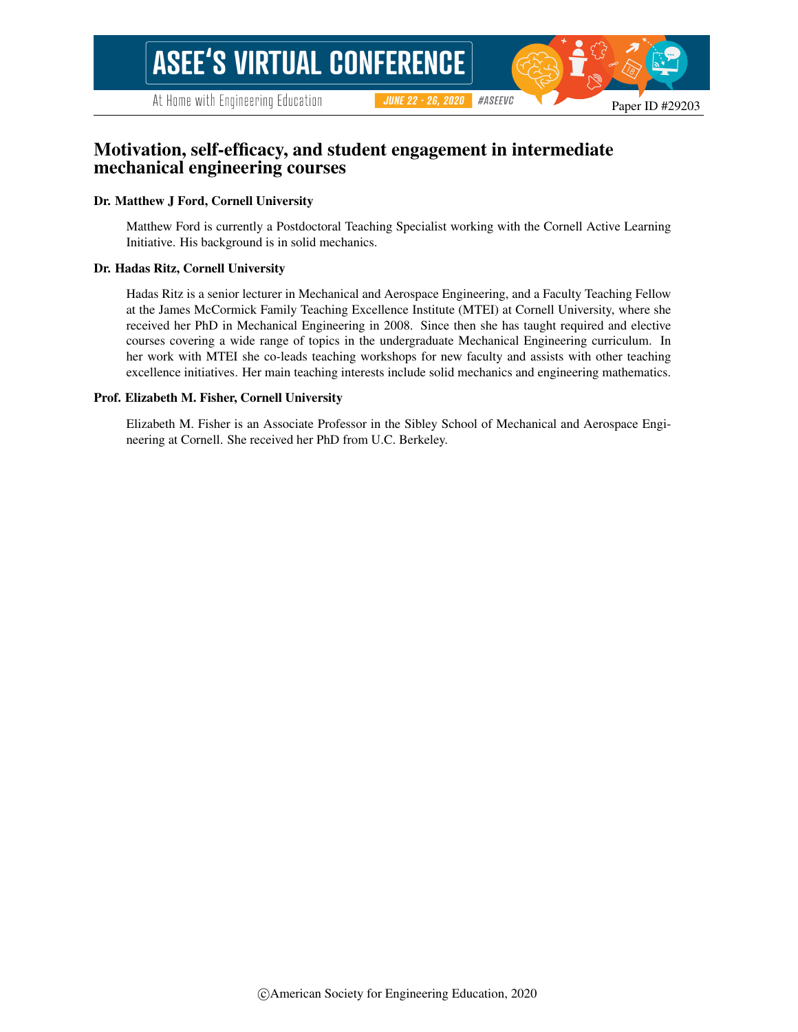Paper ID #29203

# Motivation, self-efficacy, and student engagement in intermediate mechanical engineering courses

**Dr. Matthew J Ford, Cornell University**

Matthew Ford is currently a Postdoctoral Teaching Specialist working with the Cornell Active Learning Initiative. His background is in solid mechanics.

**Dr. Hadas Ritz, Cornell University**

Hadas Ritz is a senior lecturer in Mechanical and Aerospace Engineering, and a Faculty Teaching Fellow at the James McCormick Family Teaching Excellence Institute (MTEI) at Cornell University, where she received her PhD in Mechanical Engineering in 2008. Since then she has taught required and elective courses covering a wide range of topics in the undergraduate Mechanical Engineering curriculum. In her work with MTEI she co-leads teaching workshops for new faculty and assists with other teaching excellence initiatives. Her main teaching interests include solid mechanics and engineering mathematics.

**Prof. Elizabeth M. Fisher, Cornell University**

Elizabeth M. Fisher is an Associate Professor in the Sibley School of Mechanical and Aerospace Engineering at Cornell. She received her PhD from U.C. Berkeley.

©American Society for Engineering Education, 2020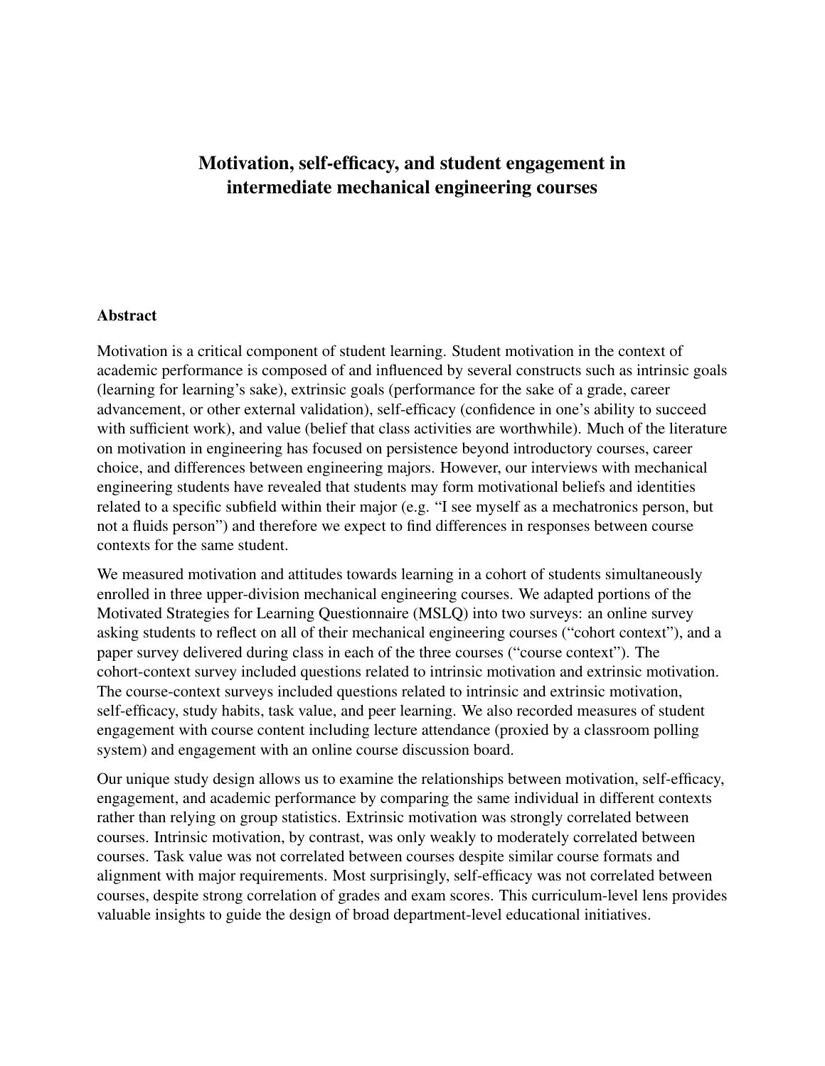# Motivation, self-efficacy, and student engagement in intermediate mechanical engineering courses

## Abstract

Motivation is a critical component of student learning. Student motivation in the context of academic performance is composed of and influenced by several constructs such as intrinsic goals (learning for learning's sake), extrinsic goals (performance for the sake of a grade, career advancement, or other external validation), self-efficacy (confidence in one's ability to succeed with sufficient work), and value (belief that class activities are worthwhile). Much of the literature on motivation in engineering has focused on persistence beyond introductory courses, career choice, and differences between engineering majors. However, our interviews with mechanical engineering students have revealed that students may form motivational beliefs and identities related to a specific subfield within their major (e.g. "I see myself as a mechatronics person, but not a fluids person") and therefore we expect to find differences in responses between course contexts for the same student.

We measured motivation and attitudes towards learning in a cohort of students simultaneously enrolled in three upper-division mechanical engineering courses. We adapted portions of the Motivated Strategies for Learning Questionnaire (MSLQ) into two surveys: an online survey asking students to reflect on all of their mechanical engineering courses ("cohort context"), and a paper survey delivered during class in each of the three courses ("course context"). The cohort-context survey included questions related to intrinsic motivation and extrinsic motivation. The course-context surveys included questions related to intrinsic and extrinsic motivation, self-efficacy, study habits, task value, and peer learning. We also recorded measures of student engagement with course content including lecture attendance (proxied by a classroom polling system) and engagement with an online course discussion board.

Our unique study design allows us to examine the relationships between motivation, self-efficacy, engagement, and academic performance by comparing the same individual in different contexts rather than relying on group statistics. Extrinsic motivation was strongly correlated between courses. Intrinsic motivation, by contrast, was only weakly to moderately correlated between courses. Task value was not correlated between courses despite similar course formats and alignment with major requirements. Most surprisingly, self-efficacy was not correlated between courses, despite strong correlation of grades and exam scores. This curriculum-level lens provides valuable insights to guide the design of broad department-level educational initiatives.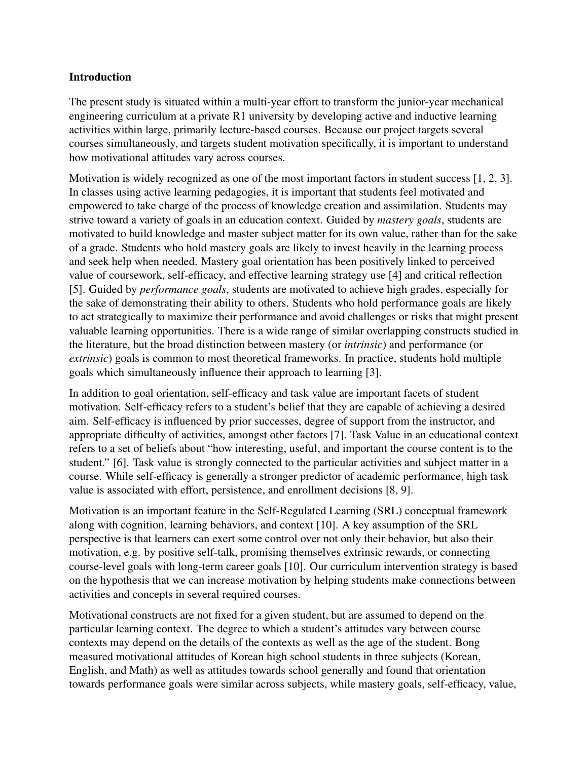### Introduction

The present study is situated within a multi-year effort to transform the junior-year mechanical engineering curriculum at a private R1 university by developing active and inductive learning activities within large, primarily lecture-based courses. Because our project targets several courses simultaneously, and targets student motivation specifically, it is important to understand how motivational attitudes vary across courses.

Motivation is widely recognized as one of the most important factors in student success [1, 2, 3]. In classes using active learning pedagogies, it is important that students feel motivated and empowered to take charge of the process of knowledge creation and assimilation. Students may strive toward a variety of goals in an education context. Guided by *mastery goals*, students are motivated to build knowledge and master subject matter for its own value, rather than for the sake of a grade. Students who hold mastery goals are likely to invest heavily in the learning process and seek help when needed. Mastery goal orientation has been positively linked to perceived value of coursework, self-efficacy, and effective learning strategy use [4] and critical reflection [5]. Guided by *performance goals*, students are motivated to achieve high grades, especially for the sake of demonstrating their ability to others. Students who hold performance goals are likely to act strategically to maximize their performance and avoid challenges or risks that might present valuable learning opportunities. There is a wide range of similar overlapping constructs studied in the literature, but the broad distinction between mastery (or *intrinsic*) and performance (or *extrinsic*) goals is common to most theoretical frameworks. In practice, students hold multiple goals which simultaneously influence their approach to learning [3].

In addition to goal orientation, self-efficacy and task value are important facets of student motivation. Self-efficacy refers to a student's belief that they are capable of achieving a desired aim. Self-efficacy is influenced by prior successes, degree of support from the instructor, and appropriate difficulty of activities, amongst other factors [7]. Task Value in an educational context refers to a set of beliefs about "how interesting, useful, and important the course content is to the student." [6]. Task value is strongly connected to the particular activities and subject matter in a course. While self-efficacy is generally a stronger predictor of academic performance, high task value is associated with effort, persistence, and enrollment decisions [8, 9].

Motivation is an important feature in the Self-Regulated Learning (SRL) conceptual framework along with cognition, learning behaviors, and context [10]. A key assumption of the SRL perspective is that learners can exert some control over not only their behavior, but also their motivation, e.g. by positive self-talk, promising themselves extrinsic rewards, or connecting course-level goals with long-term career goals [10]. Our curriculum intervention strategy is based on the hypothesis that we can increase motivation by helping students make connections between activities and concepts in several required courses.

Motivational constructs are not fixed for a given student, but are assumed to depend on the particular learning context. The degree to which a student's attitudes vary between course contexts may depend on the details of the contexts as well as the age of the student. Bong measured motivational attitudes of Korean high school students in three subjects (Korean, English, and Math) as well as attitudes towards school generally and found that orientation towards performance goals were similar across subjects, while mastery goals, self-efficacy, value,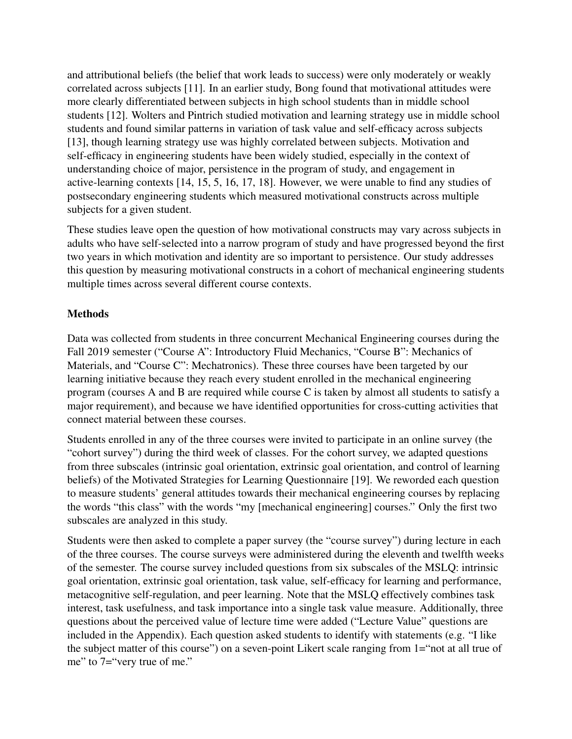and attributional beliefs (the belief that work leads to success) were only moderately or weakly correlated across subjects [11]. In an earlier study, Bong found that motivational attitudes were more clearly differentiated between subjects in high school students than in middle school students [12]. Wolters and Pintrich studied motivation and learning strategy use in middle school students and found similar patterns in variation of task value and self-efficacy across subjects [13], though learning strategy use was highly correlated between subjects. Motivation and self-efficacy in engineering students have been widely studied, especially in the context of understanding choice of major, persistence in the program of study, and engagement in active-learning contexts [14, 15, 5, 16, 17, 18]. However, we were unable to find any studies of postsecondary engineering students which measured motivational constructs across multiple subjects for a given student.

These studies leave open the question of how motivational constructs may vary across subjects in adults who have self-selected into a narrow program of study and have progressed beyond the first two years in which motivation and identity are so important to persistence. Our study addresses this question by measuring motivational constructs in a cohort of mechanical engineering students multiple times across several different course contexts.

**Methods**

Data was collected from students in three concurrent Mechanical Engineering courses during the Fall 2019 semester ("Course A": Introductory Fluid Mechanics, "Course B": Mechanics of Materials, and "Course C": Mechatronics). These three courses have been targeted by our learning initiative because they reach every student enrolled in the mechanical engineering program (courses A and B are required while course C is taken by almost all students to satisfy a major requirement), and because we have identified opportunities for cross-cutting activities that connect material between these courses.

Students enrolled in any of the three courses were invited to participate in an online survey (the "cohort survey") during the third week of classes. For the cohort survey, we adapted questions from three subscales (intrinsic goal orientation, extrinsic goal orientation, and control of learning beliefs) of the Motivated Strategies for Learning Questionnaire [19]. We reworded each question to measure students' general attitudes towards their mechanical engineering courses by replacing the words "this class" with the words "my [mechanical engineering] courses." Only the first two subscales are analyzed in this study.

Students were then asked to complete a paper survey (the "course survey") during lecture in each of the three courses. The course surveys were administered during the eleventh and twelfth weeks of the semester. The course survey included questions from six subscales of the MSLQ: intrinsic goal orientation, extrinsic goal orientation, task value, self-efficacy for learning and performance, metacognitive self-regulation, and peer learning. Note that the MSLQ effectively combines task interest, task usefulness, and task importance into a single task value measure. Additionally, three questions about the perceived value of lecture time were added ("Lecture Value" questions are included in the Appendix). Each question asked students to identify with statements (e.g. "I like the subject matter of this course") on a seven-point Likert scale ranging from 1="not at all true of me" to 7="very true of me."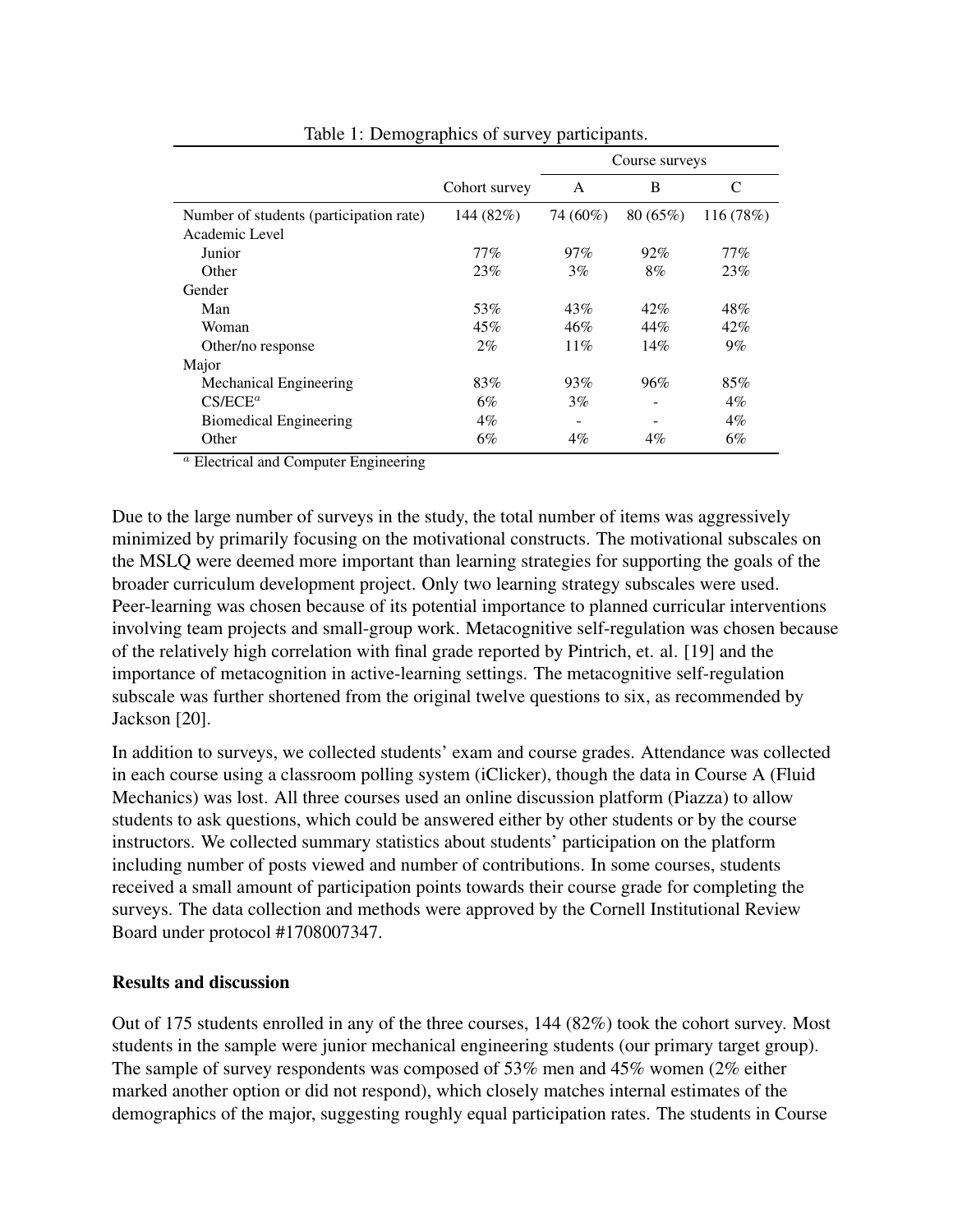Table 1: Demographics of survey participants.

| | Cohort survey | Course surveys | | |
|---|---|---|---|---|
| | | A | B | C |
| Number of students (participation rate) | 144 (82%) | 74 (60%) | 80 (65%) | 116 (78%) |
| Academic Level | | | | |
| Junior | 77% | 97% | 92% | 77% |
| Other | 23% | 3% | 8% | 23% |
| Gender | | | | |
| Man | 53% | 43% | 42% | 48% |
| Woman | 45% | 46% | 44% | 42% |
| Other/no response | 2% | 11% | 14% | 9% |
| Major | | | | |
| Mechanical Engineering | 83% | 93% | 96% | 85% |
| CS/ECE[a] | 6% | 3% | - | 4% |
| Biomedical Engineering | 4% | - | - | 4% |
| Other | 6% | 4% | 4% | 6% |

[a] Electrical and Computer Engineering

Due to the large number of surveys in the study, the total number of items was aggressively minimized by primarily focusing on the motivational constructs. The motivational subscales on the MSLQ were deemed more important than learning strategies for supporting the goals of the broader curriculum development project. Only two learning strategy subscales were used. Peer-learning was chosen because of its potential importance to planned curricular interventions involving team projects and small-group work. Metacognitive self-regulation was chosen because of the relatively high correlation with final grade reported by Pintrich, et. al. [19] and the importance of metacognition in active-learning settings. The metacognitive self-regulation subscale was further shortened from the original twelve questions to six, as recommended by Jackson [20].

In addition to surveys, we collected students' exam and course grades. Attendance was collected in each course using a classroom polling system (iClicker), though the data in Course A (Fluid Mechanics) was lost. All three courses used an online discussion platform (Piazza) to allow students to ask questions, which could be answered either by other students or by the course instructors. We collected summary statistics about students' participation on the platform including number of posts viewed and number of contributions. In some courses, students received a small amount of participation points towards their course grade for completing the surveys. The data collection and methods were approved by the Cornell Institutional Review Board under protocol #1708007347.

**Results and discussion**

Out of 175 students enrolled in any of the three courses, 144 (82%) took the cohort survey. Most students in the sample were junior mechanical engineering students (our primary target group). The sample of survey respondents was composed of 53% men and 45% women (2% either marked another option or did not respond), which closely matches internal estimates of the demographics of the major, suggesting roughly equal participation rates. The students in Course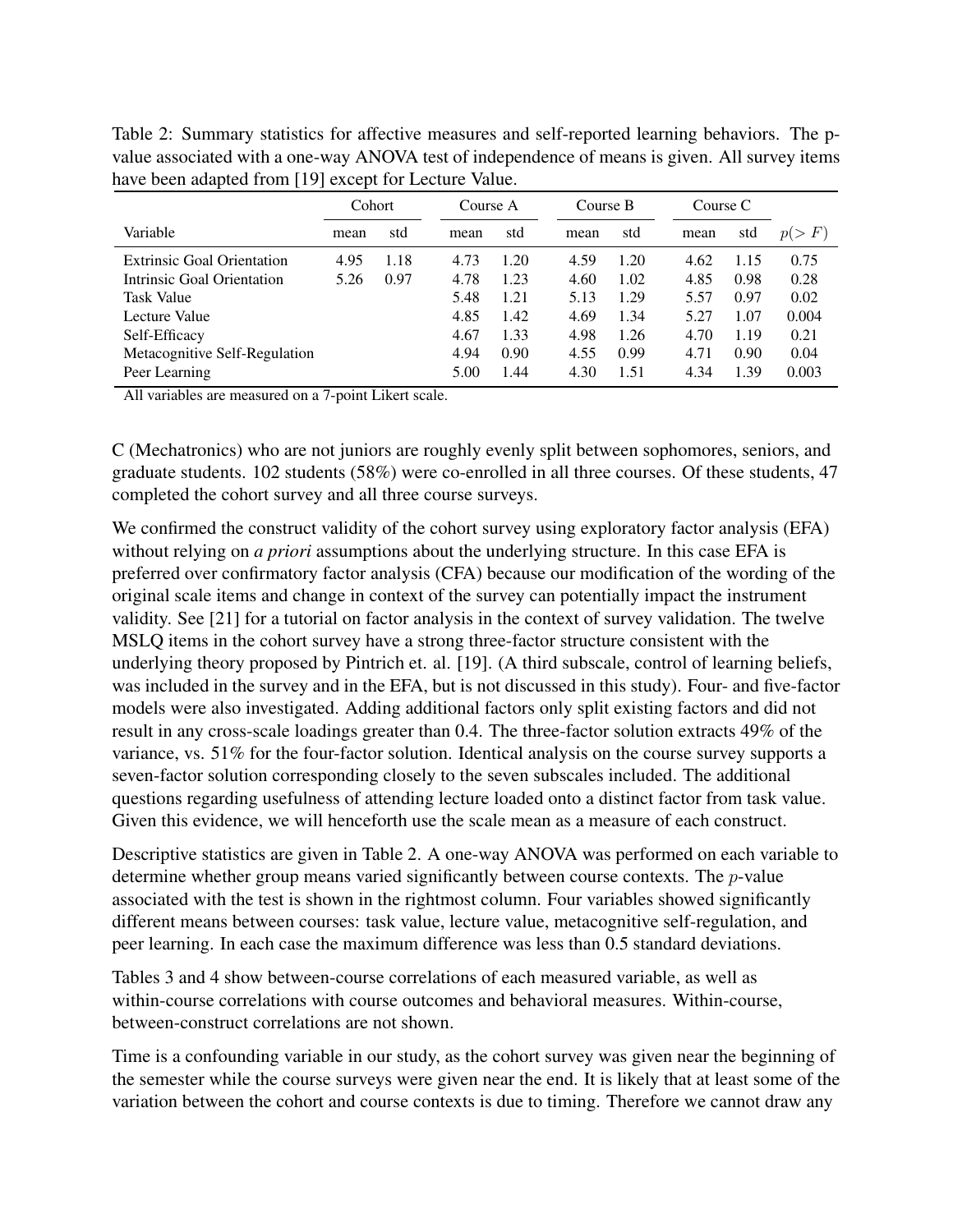Table 2: Summary statistics for affective measures and self-reported learning behaviors. The p-value associated with a one-way ANOVA test of independence of means is given. All survey items have been adapted from [19] except for Lecture Value.

| | Cohort | | Course A | | Course B | | Course C | | |
|---|---|---|---|---|---|---|---|---|---|
| Variable | mean | std | mean | std | mean | std | mean | std | $p(>F)$ |
| Extrinsic Goal Orientation | 4.95 | 1.18 | 4.73 | 1.20 | 4.59 | 1.20 | 4.62 | 1.15 | 0.75 |
| Intrinsic Goal Orientation | 5.26 | 0.97 | 4.78 | 1.23 | 4.60 | 1.02 | 4.85 | 0.98 | 0.28 |
| Task Value | | | 5.48 | 1.21 | 5.13 | 1.29 | 5.57 | 0.97 | 0.02 |
| Lecture Value | | | 4.85 | 1.42 | 4.69 | 1.34 | 5.27 | 1.07 | 0.004 |
| Self-Efficacy | | | 4.67 | 1.33 | 4.98 | 1.26 | 4.70 | 1.19 | 0.21 |
| Metacognitive Self-Regulation | | | 4.94 | 0.90 | 4.55 | 0.99 | 4.71 | 0.90 | 0.04 |
| Peer Learning | | | 5.00 | 1.44 | 4.30 | 1.51 | 4.34 | 1.39 | 0.003 |

All variables are measured on a 7-point Likert scale.

C (Mechatronics) who are not juniors are roughly evenly split between sophomores, seniors, and graduate students. 102 students (58%) were co-enrolled in all three courses. Of these students, 47 completed the cohort survey and all three course surveys.

We confirmed the construct validity of the cohort survey using exploratory factor analysis (EFA) without relying on *a priori* assumptions about the underlying structure. In this case EFA is preferred over confirmatory factor analysis (CFA) because our modification of the wording of the original scale items and change in context of the survey can potentially impact the instrument validity. See [21] for a tutorial on factor analysis in the context of survey validation. The twelve MSLQ items in the cohort survey have a strong three-factor structure consistent with the underlying theory proposed by Pintrich et. al. [19]. (A third subscale, control of learning beliefs, was included in the survey and in the EFA, but is not discussed in this study). Four- and five-factor models were also investigated. Adding additional factors only split existing factors and did not result in any cross-scale loadings greater than 0.4. The three-factor solution extracts 49% of the variance, vs. 51% for the four-factor solution. Identical analysis on the course survey supports a seven-factor solution corresponding closely to the seven subscales included. The additional questions regarding usefulness of attending lecture loaded onto a distinct factor from task value. Given this evidence, we will henceforth use the scale mean as a measure of each construct.

Descriptive statistics are given in Table 2. A one-way ANOVA was performed on each variable to determine whether group means varied significantly between course contexts. The $p$-value associated with the test is shown in the rightmost column. Four variables showed significantly different means between courses: task value, lecture value, metacognitive self-regulation, and peer learning. In each case the maximum difference was less than 0.5 standard deviations.

Tables 3 and 4 show between-course correlations of each measured variable, as well as within-course correlations with course outcomes and behavioral measures. Within-course, between-construct correlations are not shown.

Time is a confounding variable in our study, as the cohort survey was given near the beginning of the semester while the course surveys were given near the end. It is likely that at least some of the variation between the cohort and course contexts is due to timing. Therefore we cannot draw any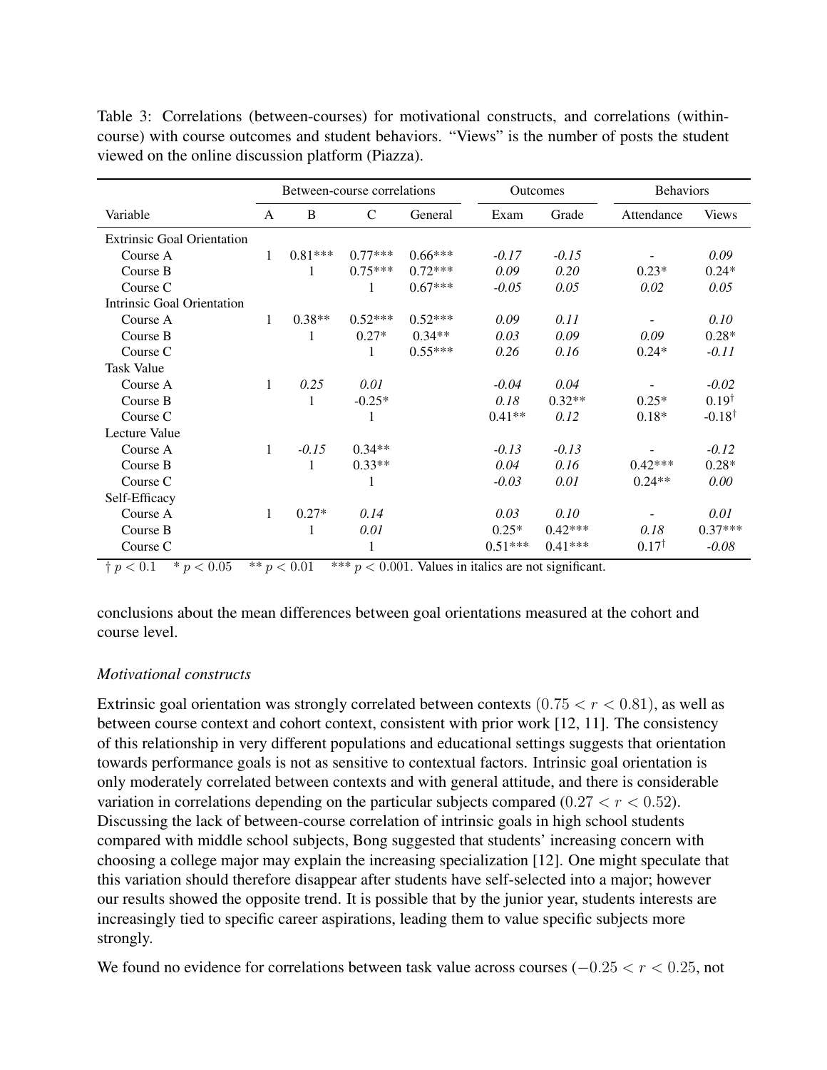Table 3: Correlations (between-courses) for motivational constructs, and correlations (within-course) with course outcomes and student behaviors. "Views" is the number of posts the student viewed on the online discussion platform (Piazza).

| | Between-course correlations | | | | Outcomes | | Behaviors | |
|---|---|---|---|---|---|---|---|---|
| Variable | A | B | C | General | Exam | Grade | Attendance | Views |
| Extrinsic Goal Orientation | | | | | | | | |
| Course A | 1 | 0.81*** | 0.77*** | 0.66*** | *-0.17* | *-0.15* | - | *0.09* |
| Course B | | 1 | 0.75*** | 0.72*** | *0.09* | *0.20* | 0.23* | 0.24* |
| Course C | | | 1 | 0.67*** | *-0.05* | *0.05* | *0.02* | *0.05* |
| Intrinsic Goal Orientation | | | | | | | | |
| Course A | 1 | 0.38** | 0.52*** | 0.52*** | *0.09* | *0.11* | - | *0.10* |
| Course B | | 1 | 0.27* | 0.34** | *0.03* | *0.09* | *0.09* | 0.28* |
| Course C | | | 1 | 0.55*** | *0.26* | *0.16* | 0.24* | *-0.11* |
| Task Value | | | | | | | | |
| Course A | 1 | *0.25* | *0.01* | | *-0.04* | *0.04* | - | *-0.02* |
| Course B | | 1 | -0.25* | | *0.18* | 0.32** | 0.25* | 0.19† |
| Course C | | | 1 | | 0.41** | *0.12* | 0.18* | -0.18† |
| Lecture Value | | | | | | | | |
| Course A | 1 | *-0.15* | 0.34** | | *-0.13* | *-0.13* | - | *-0.12* |
| Course B | | 1 | 0.33** | | *0.04* | *0.16* | 0.42*** | 0.28* |
| Course C | | | 1 | | *-0.03* | *0.01* | 0.24** | *0.00* |
| Self-Efficacy | | | | | | | | |
| Course A | 1 | 0.27* | *0.14* | | *0.03* | *0.10* | - | *0.01* |
| Course B | | 1 | *0.01* | | 0.25* | 0.42*** | *0.18* | 0.37*** |
| Course C | | | 1 | | 0.51*** | 0.41*** | 0.17† | *-0.08* |

† $p < 0.1$ &nbsp;&nbsp; * $p < 0.05$ &nbsp;&nbsp; ** $p < 0.01$ &nbsp;&nbsp; *** $p < 0.001$. Values in italics are not significant.

conclusions about the mean differences between goal orientations measured at the cohort and course level.

*Motivational constructs*

Extrinsic goal orientation was strongly correlated between contexts ($0.75 < r < 0.81$), as well as between course context and cohort context, consistent with prior work [12, 11]. The consistency of this relationship in very different populations and educational settings suggests that orientation towards performance goals is not as sensitive to contextual factors. Intrinsic goal orientation is only moderately correlated between contexts and with general attitude, and there is considerable variation in correlations depending on the particular subjects compared ($0.27 < r < 0.52$). Discussing the lack of between-course correlation of intrinsic goals in high school students compared with middle school subjects, Bong suggested that students' increasing concern with choosing a college major may explain the increasing specialization [12]. One might speculate that this variation should therefore disappear after students have self-selected into a major; however our results showed the opposite trend. It is possible that by the junior year, students interests are increasingly tied to specific career aspirations, leading them to value specific subjects more strongly.

We found no evidence for correlations between task value across courses ($-0.25 < r < 0.25$, not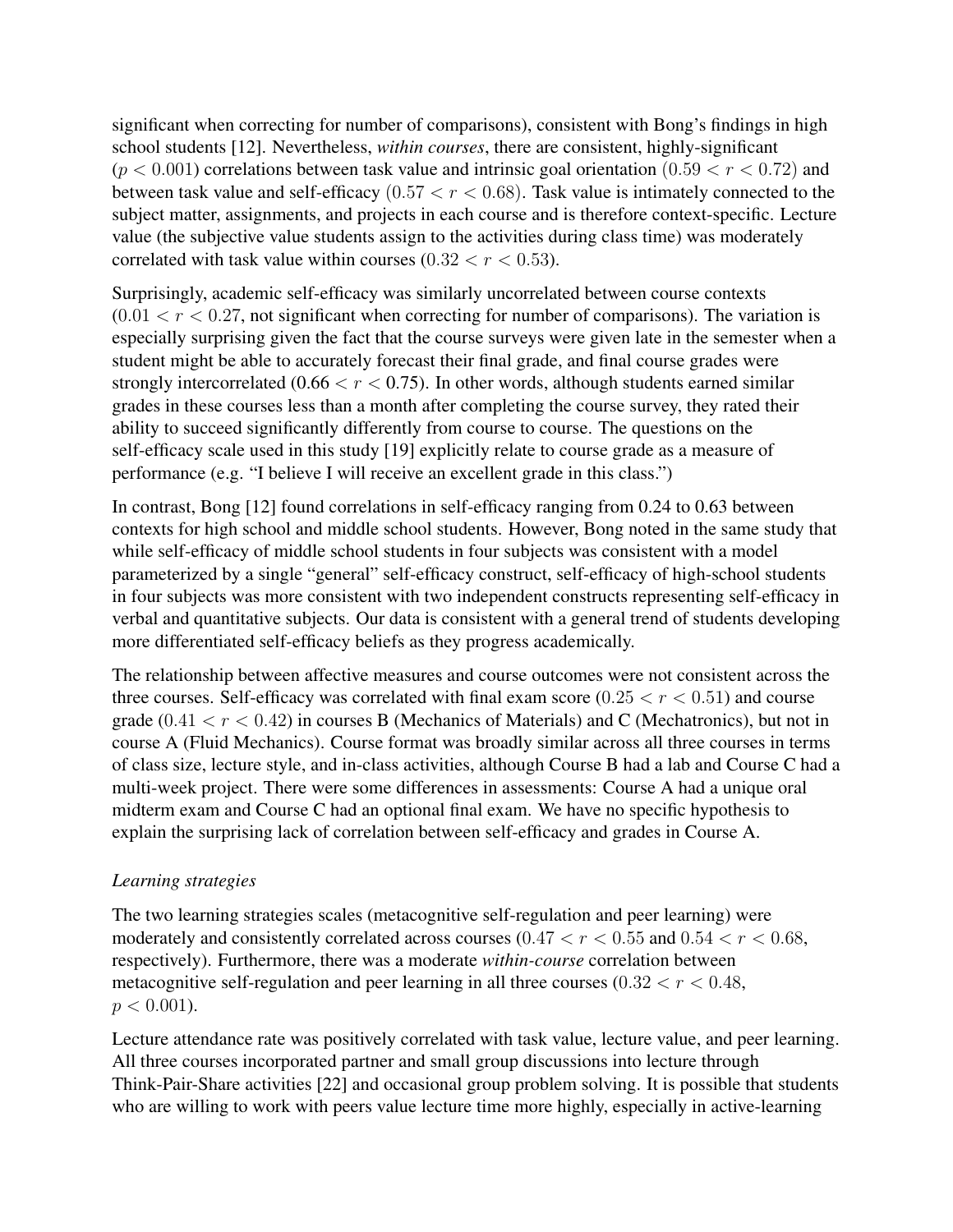significant when correcting for number of comparisons), consistent with Bong's findings in high school students [12]. Nevertheless, *within courses*, there are consistent, highly-significant ($p < 0.001$) correlations between task value and intrinsic goal orientation ($0.59 < r < 0.72$) and between task value and self-efficacy ($0.57 < r < 0.68$). Task value is intimately connected to the subject matter, assignments, and projects in each course and is therefore context-specific. Lecture value (the subjective value students assign to the activities during class time) was moderately correlated with task value within courses ($0.32 < r < 0.53$).

Surprisingly, academic self-efficacy was similarly uncorrelated between course contexts ($0.01 < r < 0.27$, not significant when correcting for number of comparisons). The variation is especially surprising given the fact that the course surveys were given late in the semester when a student might be able to accurately forecast their final grade, and final course grades were strongly intercorrelated ($0.66 < r < 0.75$). In other words, although students earned similar grades in these courses less than a month after completing the course survey, they rated their ability to succeed significantly differently from course to course. The questions on the self-efficacy scale used in this study [19] explicitly relate to course grade as a measure of performance (e.g. "I believe I will receive an excellent grade in this class.")

In contrast, Bong [12] found correlations in self-efficacy ranging from 0.24 to 0.63 between contexts for high school and middle school students. However, Bong noted in the same study that while self-efficacy of middle school students in four subjects was consistent with a model parameterized by a single "general" self-efficacy construct, self-efficacy of high-school students in four subjects was more consistent with two independent constructs representing self-efficacy in verbal and quantitative subjects. Our data is consistent with a general trend of students developing more differentiated self-efficacy beliefs as they progress academically.

The relationship between affective measures and course outcomes were not consistent across the three courses. Self-efficacy was correlated with final exam score ($0.25 < r < 0.51$) and course grade ($0.41 < r < 0.42$) in courses B (Mechanics of Materials) and C (Mechatronics), but not in course A (Fluid Mechanics). Course format was broadly similar across all three courses in terms of class size, lecture style, and in-class activities, although Course B had a lab and Course C had a multi-week project. There were some differences in assessments: Course A had a unique oral midterm exam and Course C had an optional final exam. We have no specific hypothesis to explain the surprising lack of correlation between self-efficacy and grades in Course A.

*Learning strategies*

The two learning strategies scales (metacognitive self-regulation and peer learning) were moderately and consistently correlated across courses ($0.47 < r < 0.55$ and $0.54 < r < 0.68$, respectively). Furthermore, there was a moderate *within-course* correlation between metacognitive self-regulation and peer learning in all three courses ($0.32 < r < 0.48$, $p < 0.001$).

Lecture attendance rate was positively correlated with task value, lecture value, and peer learning. All three courses incorporated partner and small group discussions into lecture through Think-Pair-Share activities [22] and occasional group problem solving. It is possible that students who are willing to work with peers value lecture time more highly, especially in active-learning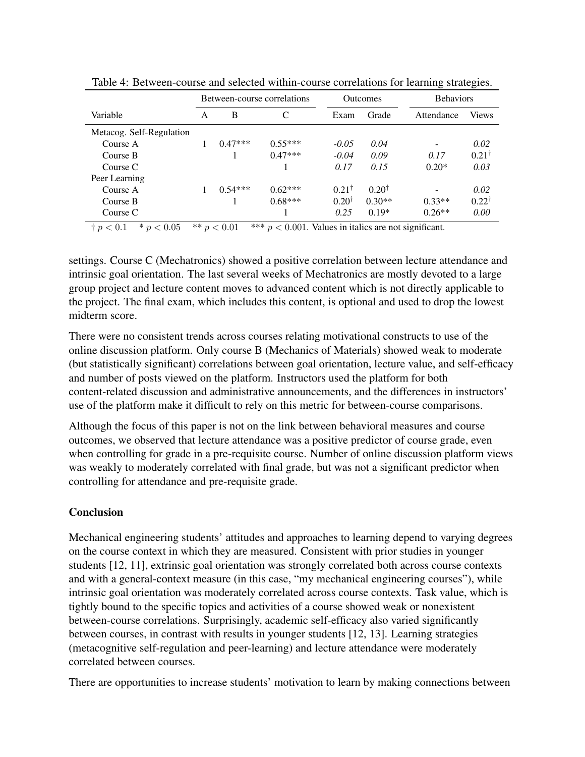Table 4: Between-course and selected within-course correlations for learning strategies.

| Variable | Between-course correlations | | | Outcomes | | Behaviors | |
|---|---|---|---|---|---|---|---|
| | A | B | C | Exam | Grade | Attendance | Views |
| Metacog. Self-Regulation | | | | | | | |
| Course A | 1 | 0.47*** | 0.55*** | *-0.05* | *0.04* | - | *0.02* |
| Course B | | 1 | 0.47*** | *-0.04* | *0.09* | *0.17* | $0.21^{\dagger}$ |
| Course C | | | 1 | *0.17* | *0.15* | 0.20* | *0.03* |
| Peer Learning | | | | | | | |
| Course A | 1 | 0.54*** | 0.62*** | $0.21^{\dagger}$ | $0.20^{\dagger}$ | - | *0.02* |
| Course B | | 1 | 0.68*** | $0.20^{\dagger}$ | 0.30** | 0.33** | $0.22^{\dagger}$ |
| Course C | | | 1 | *0.25* | 0.19* | 0.26** | *0.00* |

† $p < 0.1$ &nbsp;&nbsp; * $p < 0.05$ &nbsp;&nbsp; ** $p < 0.01$ &nbsp;&nbsp; *** $p < 0.001$. Values in italics are not significant.

settings. Course C (Mechatronics) showed a positive correlation between lecture attendance and intrinsic goal orientation. The last several weeks of Mechatronics are mostly devoted to a large group project and lecture content moves to advanced content which is not directly applicable to the project. The final exam, which includes this content, is optional and used to drop the lowest midterm score.

There were no consistent trends across courses relating motivational constructs to use of the online discussion platform. Only course B (Mechanics of Materials) showed weak to moderate (but statistically significant) correlations between goal orientation, lecture value, and self-efficacy and number of posts viewed on the platform. Instructors used the platform for both content-related discussion and administrative announcements, and the differences in instructors' use of the platform make it difficult to rely on this metric for between-course comparisons.

Although the focus of this paper is not on the link between behavioral measures and course outcomes, we observed that lecture attendance was a positive predictor of course grade, even when controlling for grade in a pre-requisite course. Number of online discussion platform views was weakly to moderately correlated with final grade, but was not a significant predictor when controlling for attendance and pre-requisite grade.

## Conclusion

Mechanical engineering students' attitudes and approaches to learning depend to varying degrees on the course context in which they are measured. Consistent with prior studies in younger students [12, 11], extrinsic goal orientation was strongly correlated both across course contexts and with a general-context measure (in this case, "my mechanical engineering courses"), while intrinsic goal orientation was moderately correlated across course contexts. Task value, which is tightly bound to the specific topics and activities of a course showed weak or nonexistent between-course correlations. Surprisingly, academic self-efficacy also varied significantly between courses, in contrast with results in younger students [12, 13]. Learning strategies (metacognitive self-regulation and peer-learning) and lecture attendance were moderately correlated between courses.

There are opportunities to increase students' motivation to learn by making connections between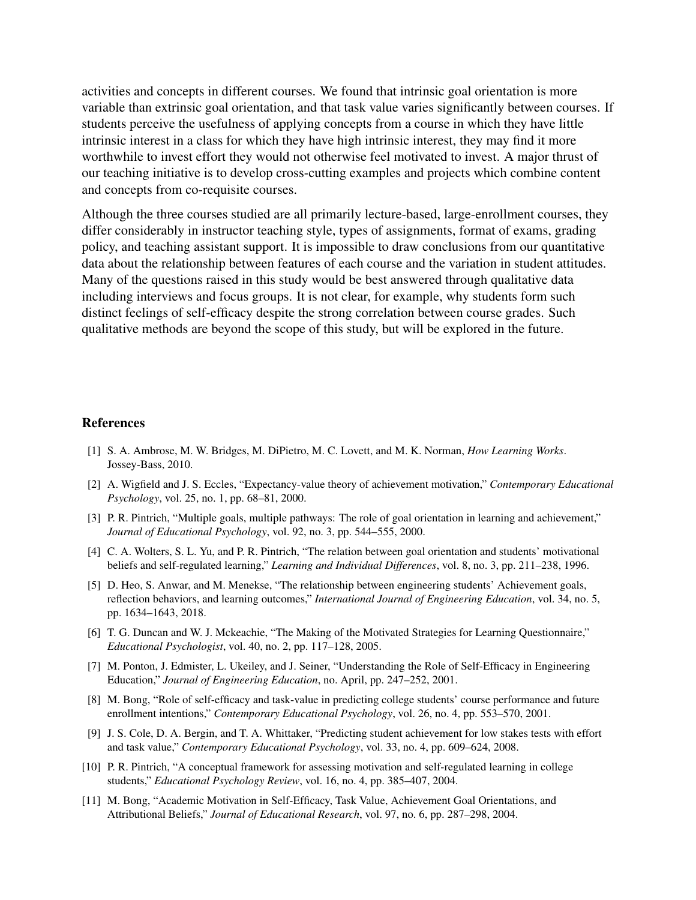activities and concepts in different courses. We found that intrinsic goal orientation is more variable than extrinsic goal orientation, and that task value varies significantly between courses. If students perceive the usefulness of applying concepts from a course in which they have little intrinsic interest in a class for which they have high intrinsic interest, they may find it more worthwhile to invest effort they would not otherwise feel motivated to invest. A major thrust of our teaching initiative is to develop cross-cutting examples and projects which combine content and concepts from co-requisite courses.

Although the three courses studied are all primarily lecture-based, large-enrollment courses, they differ considerably in instructor teaching style, types of assignments, format of exams, grading policy, and teaching assistant support. It is impossible to draw conclusions from our quantitative data about the relationship between features of each course and the variation in student attitudes. Many of the questions raised in this study would be best answered through qualitative data including interviews and focus groups. It is not clear, for example, why students form such distinct feelings of self-efficacy despite the strong correlation between course grades. Such qualitative methods are beyond the scope of this study, but will be explored in the future.

## References

[1] S. A. Ambrose, M. W. Bridges, M. DiPietro, M. C. Lovett, and M. K. Norman, *How Learning Works*. Jossey-Bass, 2010.

[2] A. Wigfield and J. S. Eccles, "Expectancy-value theory of achievement motivation," *Contemporary Educational Psychology*, vol. 25, no. 1, pp. 68–81, 2000.

[3] P. R. Pintrich, "Multiple goals, multiple pathways: The role of goal orientation in learning and achievement," *Journal of Educational Psychology*, vol. 92, no. 3, pp. 544–555, 2000.

[4] C. A. Wolters, S. L. Yu, and P. R. Pintrich, "The relation between goal orientation and students' motivational beliefs and self-regulated learning," *Learning and Individual Differences*, vol. 8, no. 3, pp. 211–238, 1996.

[5] D. Heo, S. Anwar, and M. Menekse, "The relationship between engineering students' Achievement goals, reflection behaviors, and learning outcomes," *International Journal of Engineering Education*, vol. 34, no. 5, pp. 1634–1643, 2018.

[6] T. G. Duncan and W. J. Mckeachie, "The Making of the Motivated Strategies for Learning Questionnaire," *Educational Psychologist*, vol. 40, no. 2, pp. 117–128, 2005.

[7] M. Ponton, J. Edmister, L. Ukeiley, and J. Seiner, "Understanding the Role of Self-Efficacy in Engineering Education," *Journal of Engineering Education*, no. April, pp. 247–252, 2001.

[8] M. Bong, "Role of self-efficacy and task-value in predicting college students' course performance and future enrollment intentions," *Contemporary Educational Psychology*, vol. 26, no. 4, pp. 553–570, 2001.

[9] J. S. Cole, D. A. Bergin, and T. A. Whittaker, "Predicting student achievement for low stakes tests with effort and task value," *Contemporary Educational Psychology*, vol. 33, no. 4, pp. 609–624, 2008.

[10] P. R. Pintrich, "A conceptual framework for assessing motivation and self-regulated learning in college students," *Educational Psychology Review*, vol. 16, no. 4, pp. 385–407, 2004.

[11] M. Bong, "Academic Motivation in Self-Efficacy, Task Value, Achievement Goal Orientations, and Attributional Beliefs," *Journal of Educational Research*, vol. 97, no. 6, pp. 287–298, 2004.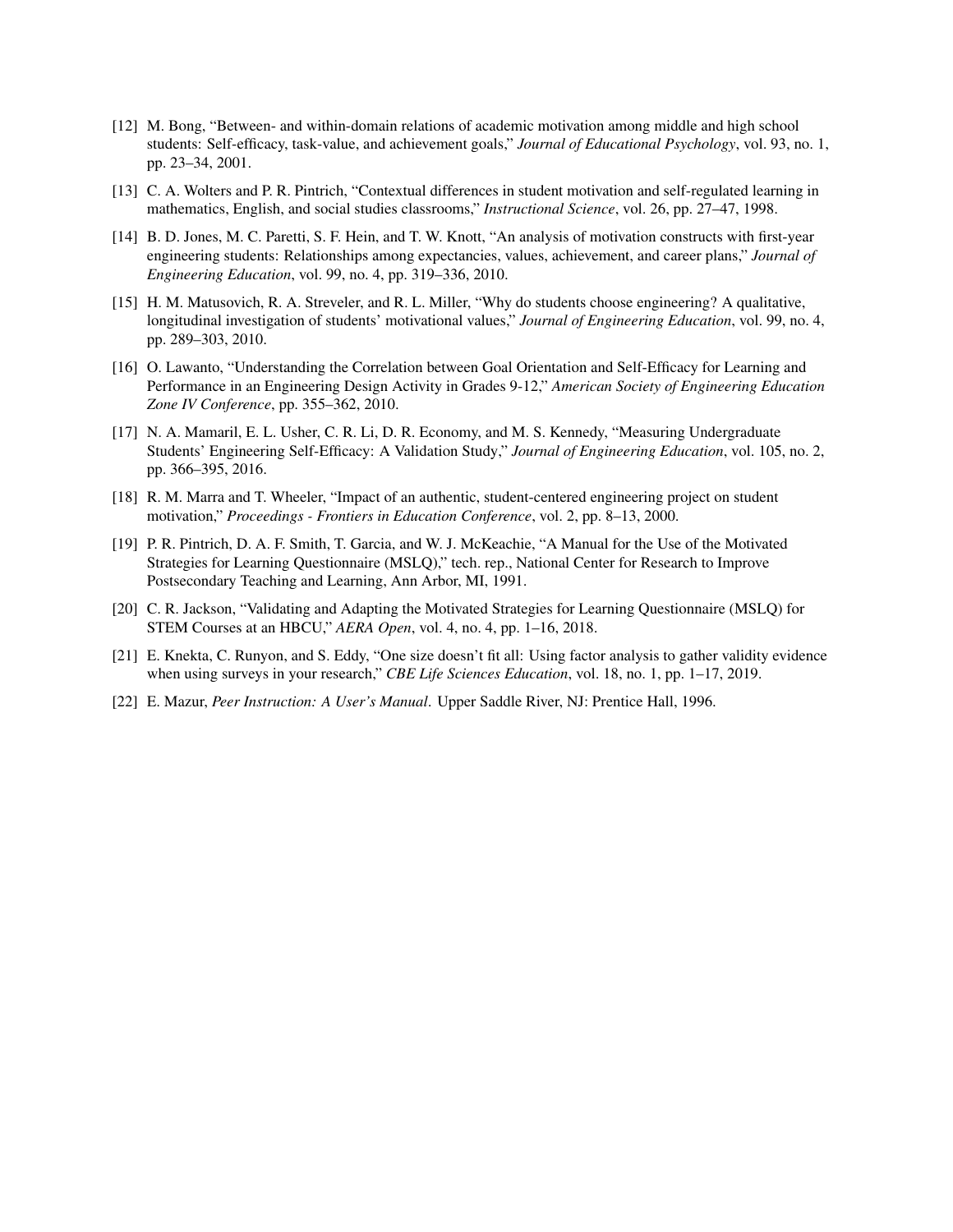[12] M. Bong, "Between- and within-domain relations of academic motivation among middle and high school students: Self-efficacy, task-value, and achievement goals," *Journal of Educational Psychology*, vol. 93, no. 1, pp. 23–34, 2001.

[13] C. A. Wolters and P. R. Pintrich, "Contextual differences in student motivation and self-regulated learning in mathematics, English, and social studies classrooms," *Instructional Science*, vol. 26, pp. 27–47, 1998.

[14] B. D. Jones, M. C. Paretti, S. F. Hein, and T. W. Knott, "An analysis of motivation constructs with first-year engineering students: Relationships among expectancies, values, achievement, and career plans," *Journal of Engineering Education*, vol. 99, no. 4, pp. 319–336, 2010.

[15] H. M. Matusovich, R. A. Streveler, and R. L. Miller, "Why do students choose engineering? A qualitative, longitudinal investigation of students' motivational values," *Journal of Engineering Education*, vol. 99, no. 4, pp. 289–303, 2010.

[16] O. Lawanto, "Understanding the Correlation between Goal Orientation and Self-Efficacy for Learning and Performance in an Engineering Design Activity in Grades 9-12," *American Society of Engineering Education Zone IV Conference*, pp. 355–362, 2010.

[17] N. A. Mamaril, E. L. Usher, C. R. Li, D. R. Economy, and M. S. Kennedy, "Measuring Undergraduate Students' Engineering Self-Efficacy: A Validation Study," *Journal of Engineering Education*, vol. 105, no. 2, pp. 366–395, 2016.

[18] R. M. Marra and T. Wheeler, "Impact of an authentic, student-centered engineering project on student motivation," *Proceedings - Frontiers in Education Conference*, vol. 2, pp. 8–13, 2000.

[19] P. R. Pintrich, D. A. F. Smith, T. Garcia, and W. J. McKeachie, "A Manual for the Use of the Motivated Strategies for Learning Questionnaire (MSLQ)," tech. rep., National Center for Research to Improve Postsecondary Teaching and Learning, Ann Arbor, MI, 1991.

[20] C. R. Jackson, "Validating and Adapting the Motivated Strategies for Learning Questionnaire (MSLQ) for STEM Courses at an HBCU," *AERA Open*, vol. 4, no. 4, pp. 1–16, 2018.

[21] E. Knekta, C. Runyon, and S. Eddy, "One size doesn't fit all: Using factor analysis to gather validity evidence when using surveys in your research," *CBE Life Sciences Education*, vol. 18, no. 1, pp. 1–17, 2019.

[22] E. Mazur, *Peer Instruction: A User's Manual*. Upper Saddle River, NJ: Prentice Hall, 1996.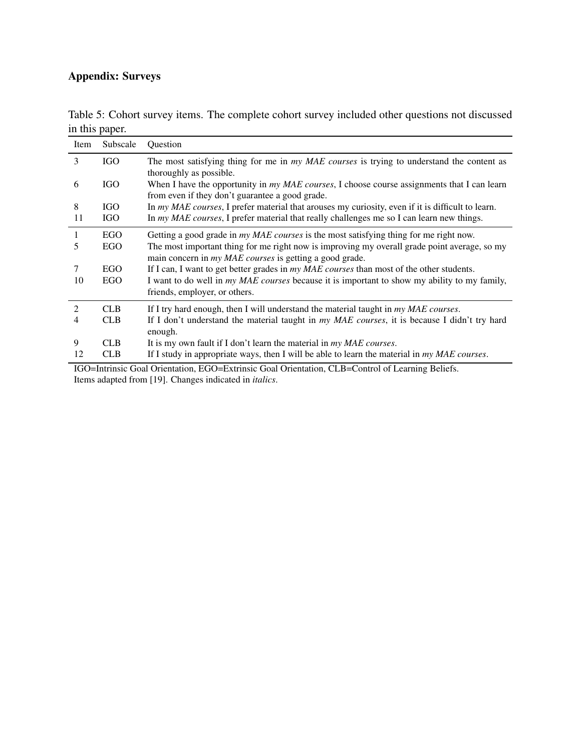## Appendix: Surveys

Table 5: Cohort survey items. The complete cohort survey included other questions not discussed in this paper.

| Item | Subscale | Question |
|---|---|---|
| 3 | IGO | The most satisfying thing for me in *my MAE courses* is trying to understand the content as thoroughly as possible. |
| 6 | IGO | When I have the opportunity in *my MAE courses*, I choose course assignments that I can learn from even if they don't guarantee a good grade. |
| 8 | IGO | In *my MAE courses*, I prefer material that arouses my curiosity, even if it is difficult to learn. |
| 11 | IGO | In *my MAE courses*, I prefer material that really challenges me so I can learn new things. |
| 1 | EGO | Getting a good grade in *my MAE courses* is the most satisfying thing for me right now. |
| 5 | EGO | The most important thing for me right now is improving my overall grade point average, so my main concern in *my MAE courses* is getting a good grade. |
| 7 | EGO | If I can, I want to get better grades in *my MAE courses* than most of the other students. |
| 10 | EGO | I want to do well in *my MAE courses* because it is important to show my ability to my family, friends, employer, or others. |
| 2 | CLB | If I try hard enough, then I will understand the material taught in *my MAE courses*. |
| 4 | CLB | If I don't understand the material taught in *my MAE courses*, it is because I didn't try hard enough. |
| 9 | CLB | It is my own fault if I don't learn the material in *my MAE courses*. |
| 12 | CLB | If I study in appropriate ways, then I will be able to learn the material in *my MAE courses*. |

IGO=Intrinsic Goal Orientation, EGO=Extrinsic Goal Orientation, CLB=Control of Learning Beliefs.
Items adapted from [19]. Changes indicated in *italics*.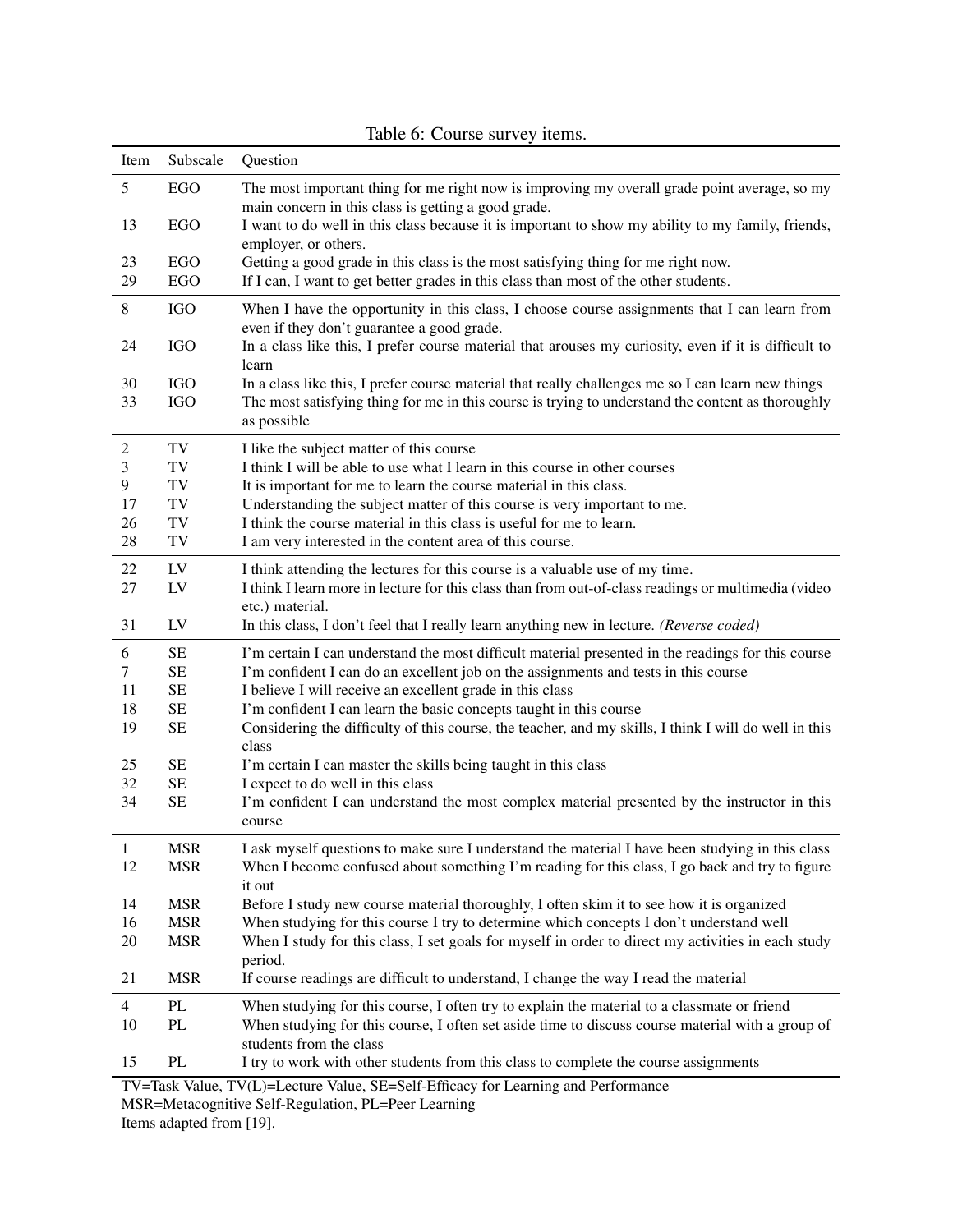Table 6: Course survey items.

| Item | Subscale | Question |
|---|---|---|
| 5 | EGO | The most important thing for me right now is improving my overall grade point average, so my main concern in this class is getting a good grade. |
| 13 | EGO | I want to do well in this class because it is important to show my ability to my family, friends, employer, or others. |
| 23 | EGO | Getting a good grade in this class is the most satisfying thing for me right now. |
| 29 | EGO | If I can, I want to get better grades in this class than most of the other students. |
| 8 | IGO | When I have the opportunity in this class, I choose course assignments that I can learn from even if they don't guarantee a good grade. |
| 24 | IGO | In a class like this, I prefer course material that arouses my curiosity, even if it is difficult to learn |
| 30 | IGO | In a class like this, I prefer course material that really challenges me so I can learn new things |
| 33 | IGO | The most satisfying thing for me in this course is trying to understand the content as thoroughly as possible |
| 2 | TV | I like the subject matter of this course |
| 3 | TV | I think I will be able to use what I learn in this course in other courses |
| 9 | TV | It is important for me to learn the course material in this class. |
| 17 | TV | Understanding the subject matter of this course is very important to me. |
| 26 | TV | I think the course material in this class is useful for me to learn. |
| 28 | TV | I am very interested in the content area of this course. |
| 22 | LV | I think attending the lectures for this course is a valuable use of my time. |
| 27 | LV | I think I learn more in lecture for this class than from out-of-class readings or multimedia (video etc.) material. |
| 31 | LV | In this class, I don't feel that I really learn anything new in lecture. *(Reverse coded)* |
| 6 | SE | I'm certain I can understand the most difficult material presented in the readings for this course |
| 7 | SE | I'm confident I can do an excellent job on the assignments and tests in this course |
| 11 | SE | I believe I will receive an excellent grade in this class |
| 18 | SE | I'm confident I can learn the basic concepts taught in this course |
| 19 | SE | Considering the difficulty of this course, the teacher, and my skills, I think I will do well in this class |
| 25 | SE | I'm certain I can master the skills being taught in this class |
| 32 | SE | I expect to do well in this class |
| 34 | SE | I'm confident I can understand the most complex material presented by the instructor in this course |
| 1 | MSR | I ask myself questions to make sure I understand the material I have been studying in this class |
| 12 | MSR | When I become confused about something I'm reading for this class, I go back and try to figure it out |
| 14 | MSR | Before I study new course material thoroughly, I often skim it to see how it is organized |
| 16 | MSR | When studying for this course I try to determine which concepts I don't understand well |
| 20 | MSR | When I study for this class, I set goals for myself in order to direct my activities in each study period. |
| 21 | MSR | If course readings are difficult to understand, I change the way I read the material |
| 4 | PL | When studying for this course, I often try to explain the material to a classmate or friend |
| 10 | PL | When studying for this course, I often set aside time to discuss course material with a group of students from the class |
| 15 | PL | I try to work with other students from this class to complete the course assignments |

TV=Task Value, TV(L)=Lecture Value, SE=Self-Efficacy for Learning and Performance
MSR=Metacognitive Self-Regulation, PL=Peer Learning
Items adapted from [19].